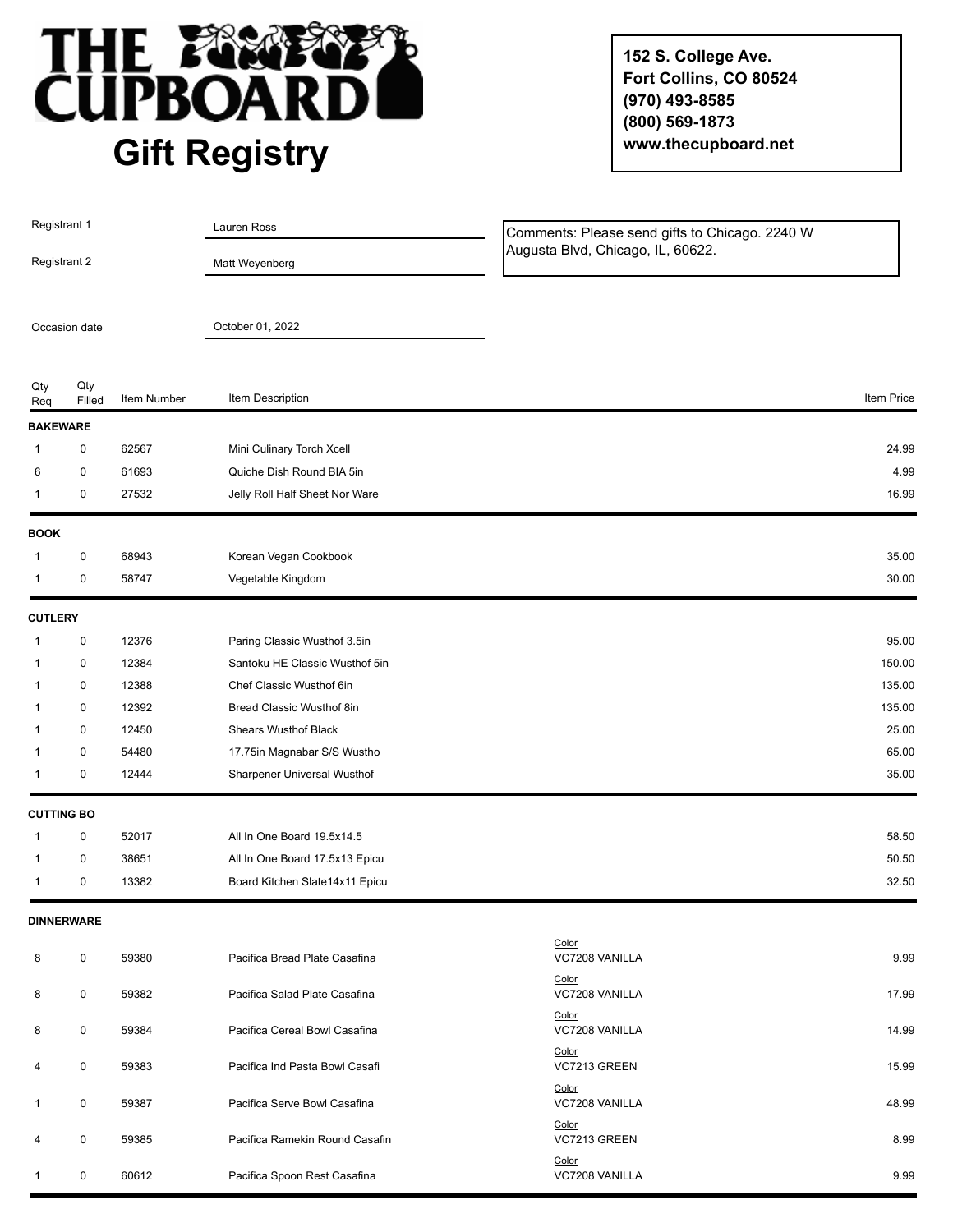# THE CUPBOARD

## Gift Registry

**152 S. College Ave.**
**Fort Collins, CO 80524**
**(970) 493-8585**
**(800) 569-1873**
**www.thecupboard.net**

Registrant 1: Lauren Ross

Registrant 2: Matt Weyenberg

Comments: Please send gifts to Chicago. 2240 W Augusta Blvd, Chicago, IL, 60622.

Occasion date: October 01, 2022

| Qty Req | Qty Filled | Item Number | Item Description | | Item Price |
|---|---|---|---|---|---|
| **BAKEWARE** | | | | | |
| 1 | 0 | 62567 | Mini Culinary Torch Xcell | | 24.99 |
| 6 | 0 | 61693 | Quiche Dish Round BIA 5in | | 4.99 |
| 1 | 0 | 27532 | Jelly Roll Half Sheet Nor Ware | | 16.99 |
| **BOOK** | | | | | |
| 1 | 0 | 68943 | Korean Vegan Cookbook | | 35.00 |
| 1 | 0 | 58747 | Vegetable Kingdom | | 30.00 |
| **CUTLERY** | | | | | |
| 1 | 0 | 12376 | Paring Classic Wusthof 3.5in | | 95.00 |
| 1 | 0 | 12384 | Santoku HE Classic Wusthof 5in | | 150.00 |
| 1 | 0 | 12388 | Chef Classic Wusthof 6in | | 135.00 |
| 1 | 0 | 12392 | Bread Classic Wusthof 8in | | 135.00 |
| 1 | 0 | 12450 | Shears Wusthof Black | | 25.00 |
| 1 | 0 | 54480 | 17.75in Magnabar S/S Wustho | | 65.00 |
| 1 | 0 | 12444 | Sharpener Universal Wusthof | | 35.00 |
| **CUTTING BO** | | | | | |
| 1 | 0 | 52017 | All In One Board 19.5x14.5 | | 58.50 |
| 1 | 0 | 38651 | All In One Board 17.5x13 Epicu | | 50.50 |
| 1 | 0 | 13382 | Board Kitchen Slate14x11 Epicu | | 32.50 |
| **DINNERWARE** | | | | | |
| 8 | 0 | 59380 | Pacifica Bread Plate Casafina | Color: VC7208 VANILLA | 9.99 |
| 8 | 0 | 59382 | Pacifica Salad Plate Casafina | Color: VC7208 VANILLA | 17.99 |
| 8 | 0 | 59384 | Pacifica Cereal Bowl Casafina | Color: VC7208 VANILLA | 14.99 |
| 4 | 0 | 59383 | Pacifica Ind Pasta Bowl Casafi | Color: VC7213 GREEN | 15.99 |
| 1 | 0 | 59387 | Pacifica Serve Bowl Casafina | Color: VC7208 VANILLA | 48.99 |
| 4 | 0 | 59385 | Pacifica Ramekin Round Casafin | Color: VC7213 GREEN | 8.99 |
| 1 | 0 | 60612 | Pacifica Spoon Rest Casafina | Color: VC7208 VANILLA | 9.99 |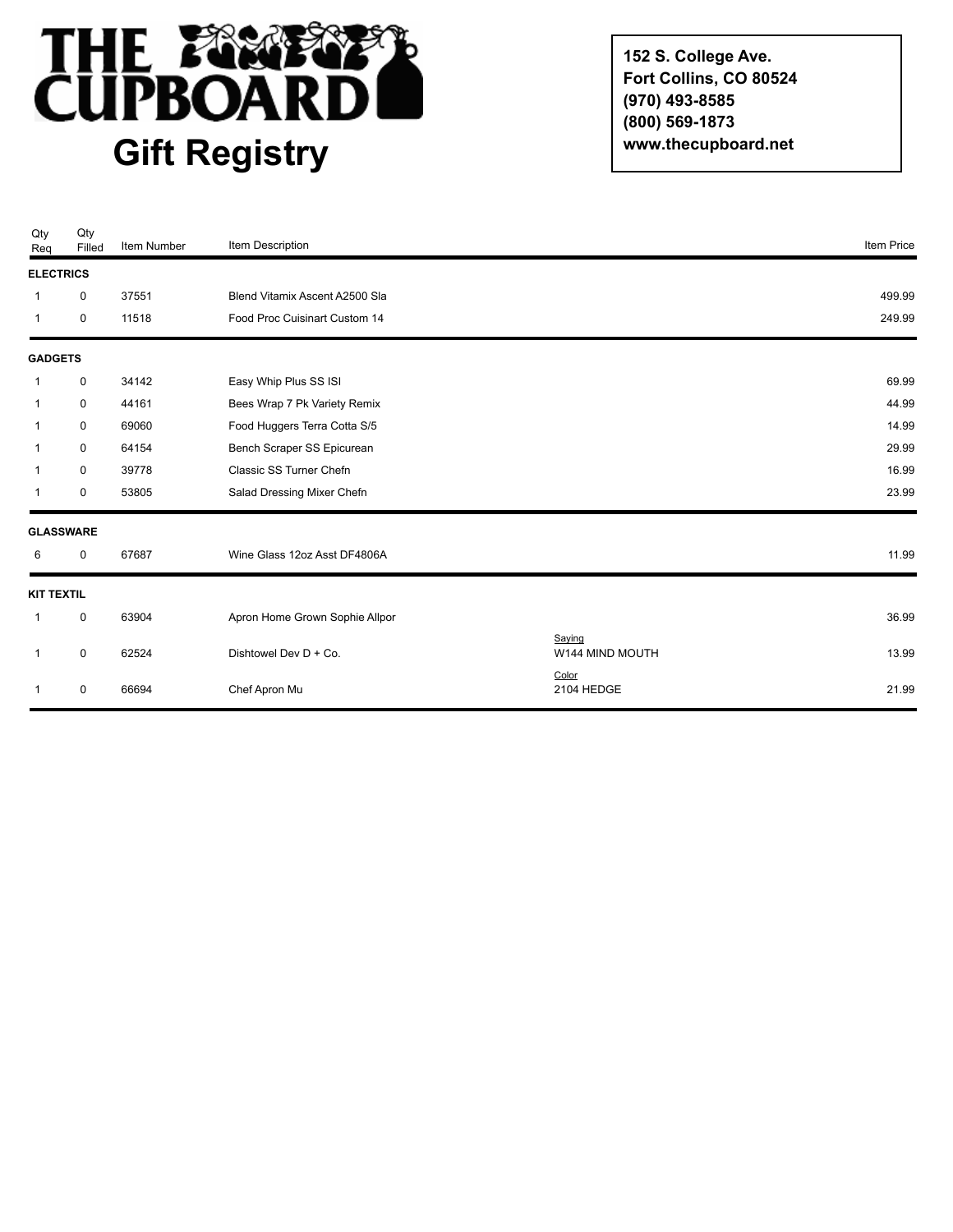# THE CUPBOARD

## Gift Registry

**152 S. College Ave.**
**Fort Collins, CO 80524**
**(970) 493-8585**
**(800) 569-1873**
**www.thecupboard.net**

| Qty Req | Qty Filled | Item Number | Item Description | | Item Price |
|---|---|---|---|---|---|
| **ELECTRICS** | | | | | |
| 1 | 0 | 37551 | Blend Vitamix Ascent A2500 Sla | | 499.99 |
| 1 | 0 | 11518 | Food Proc Cuisinart Custom 14 | | 249.99 |
| **GADGETS** | | | | | |
| 1 | 0 | 34142 | Easy Whip Plus SS ISI | | 69.99 |
| 1 | 0 | 44161 | Bees Wrap 7 Pk Variety Remix | | 44.99 |
| 1 | 0 | 69060 | Food Huggers Terra Cotta S/5 | | 14.99 |
| 1 | 0 | 64154 | Bench Scraper SS Epicurean | | 29.99 |
| 1 | 0 | 39778 | Classic SS Turner Chefn | | 16.99 |
| 1 | 0 | 53805 | Salad Dressing Mixer Chefn | | 23.99 |
| **GLASSWARE** | | | | | |
| 6 | 0 | 67687 | Wine Glass 12oz Asst DF4806A | | 11.99 |
| **KIT TEXTIL** | | | | | |
| 1 | 0 | 63904 | Apron Home Grown Sophie Allpor | | 36.99 |
| 1 | 0 | 62524 | Dishtowel Dev D + Co. | Saying: W144 MIND MOUTH | 13.99 |
| 1 | 0 | 66694 | Chef Apron Mu | Color: 2104 HEDGE | 21.99 |